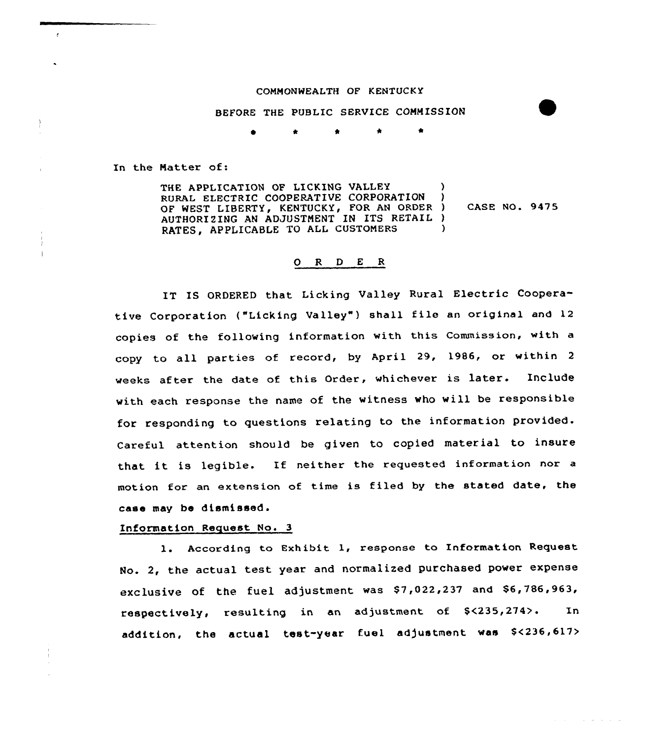COMMONWEALTH OF KENTUCKY

BEFORE THE PUBLIC SERVICE COMMISSION

\* \* \* \* \*

In the Matter of:

| | |
|---|---|
| THE APPLICATION OF LICKING VALLEY RURAL ELECTRIC COOPERATIVE CORPORATION OF WEST LIBERTY, KENTUCKY, FOR AN ORDER AUTHORIZING AN ADJUSTMENT IN ITS RETAIL RATES, APPLICABLE TO ALL CUSTOMERS | CASE NO. 9475 |

## O R D E R

IT IS ORDERED that Licking Valley Rural Electric Cooperative Corporation ("Licking Valley") shall file an original and 12 copies of the following information with this Commission, with a copy to all parties of record, by April 29, 1986, or within 2 weeks after the date of this Order, whichever is later. Include with each response the name of the witness who will be responsible for responding to questions relating to the information provided. Careful attention should be given to copied material to insure that it is legible. If neither the requested information nor a motion for an extension of time is filed by the stated date, the case may be dismissed.

Information Request No. 3

1. According to Exhibit 1, response to Information Request No. 2, the actual test year and normalized purchased power expense exclusive of the fuel adjustment was $7,022,237 and $6,786,963, respectively, resulting in an adjustment of $<235,274>. In addition, the actual test-year fuel adjustment was $<236,617>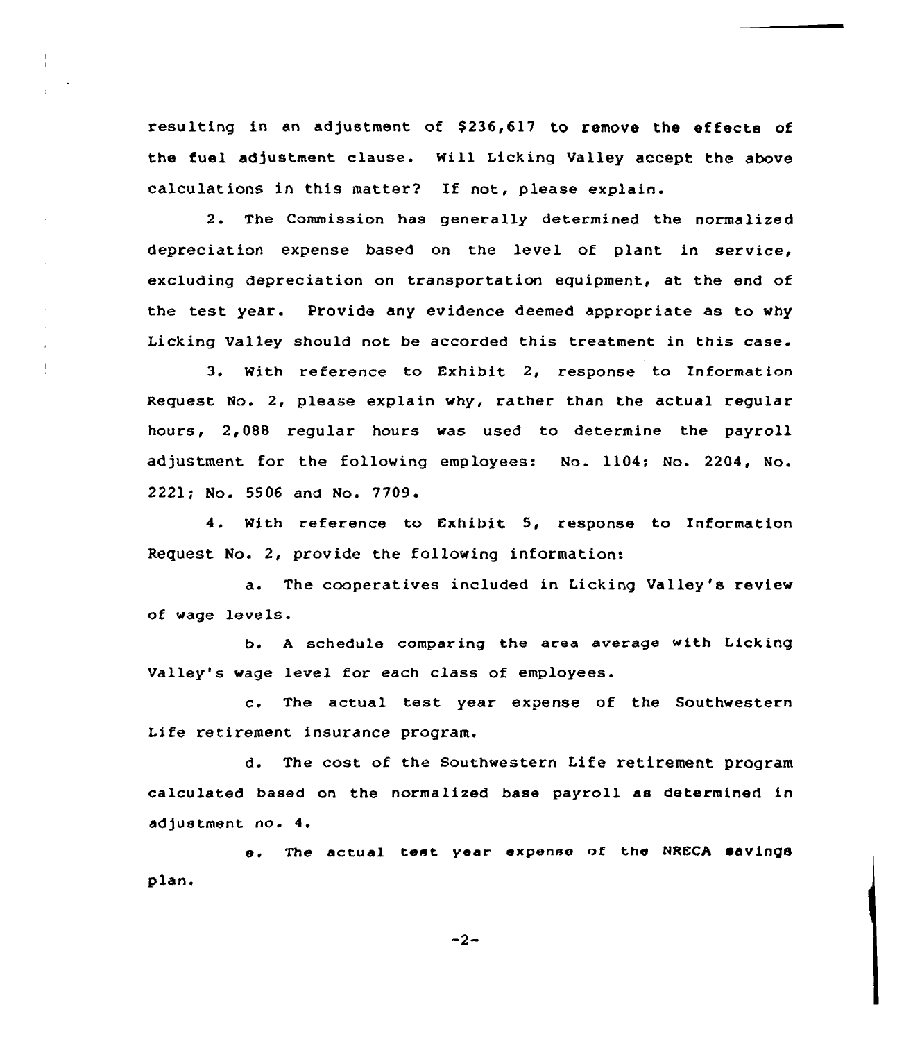resulting in an adjustment of $236,617 to remove the effects of the fuel adjustment clause. Will Licking Valley accept the above calculations in this matter? If not, please explain.

2. The Commission has generally determined the normalized depreciation expense based on the level of plant in service, excluding depreciation on transportation equipment, at the end of the test year. Provide any evidence deemed appropriate as to why Licking Valley should not be accorded this treatment in this case.

3. With reference to Exhibit 2, response to Information Request No. 2, please explain why, rather than the actual regular hours, 2,088 regular hours was used to determine the payroll adjustment for the following employees: No. 1104; No. 2204, No. 2221; No. 5506 and No. 7709.

4. With reference to Exhibit 5, response to Information Request No. 2, provide the following information:

a. The cooperatives included in Licking Valley's review of wage levels.

b. A schedule comparing the area average with Licking Valley's wage level for each class of employees.

c. The actual test year expense of the Southwestern Life retirement insurance program.

d. The cost of the Southwestern Life retirement program calculated based on the normalized base payroll as determined in adjustment no. 4.

e. The actual test year expense of the NRECA savings plan.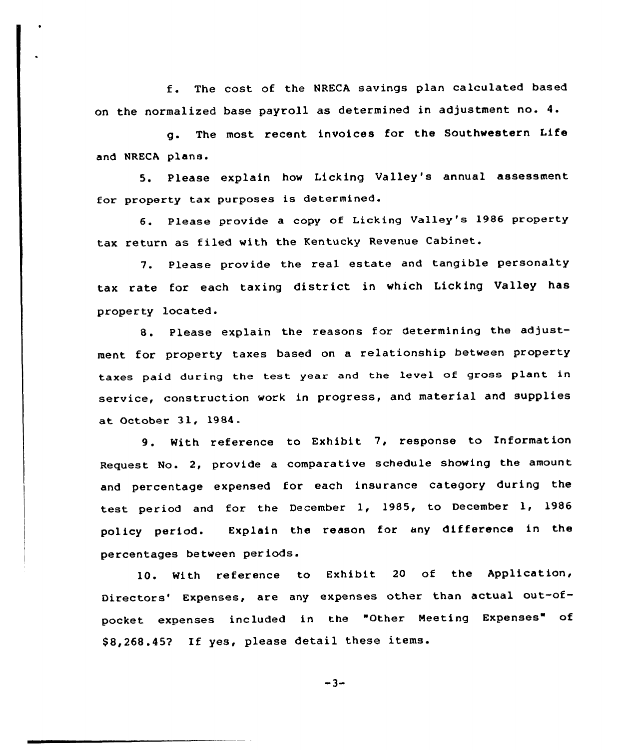f. The cost of the NRECA savings plan calculated based on the normalized base payroll as determined in adjustment no. 4.

g. The most recent invoices for the Southwestern Life and NRECA plans.

5. Please explain how Licking Valley's annual assessment for property tax purposes is determined.

6. Please provide a copy of Licking Valley's 1986 property tax return as filed with the Kentucky Revenue Cabinet.

7. Please provide the real estate and tangible personalty tax rate for each taxing district in which Licking Valley has property located.

8. Please explain the reasons for determining the adjustment for property taxes based on a relationship between property taxes paid during the test year and the level of gross plant in service, construction work in progress, and material and supplies at October 31, 1984.

9. With reference to Exhibit 7, response to Information Request No. 2, provide a comparative schedule showing the amount and percentage expensed for each insurance category during the test period and for the December 1, 1985, to December 1, 1986 policy period. Explain the reason for any difference in the percentages between periods.

10. With reference to Exhibit 20 of the Application, Directors' Expenses, are any expenses other than actual out-of-pocket expenses included in the "Other Meeting Expenses" of $8,268.45? If yes, please detail these items.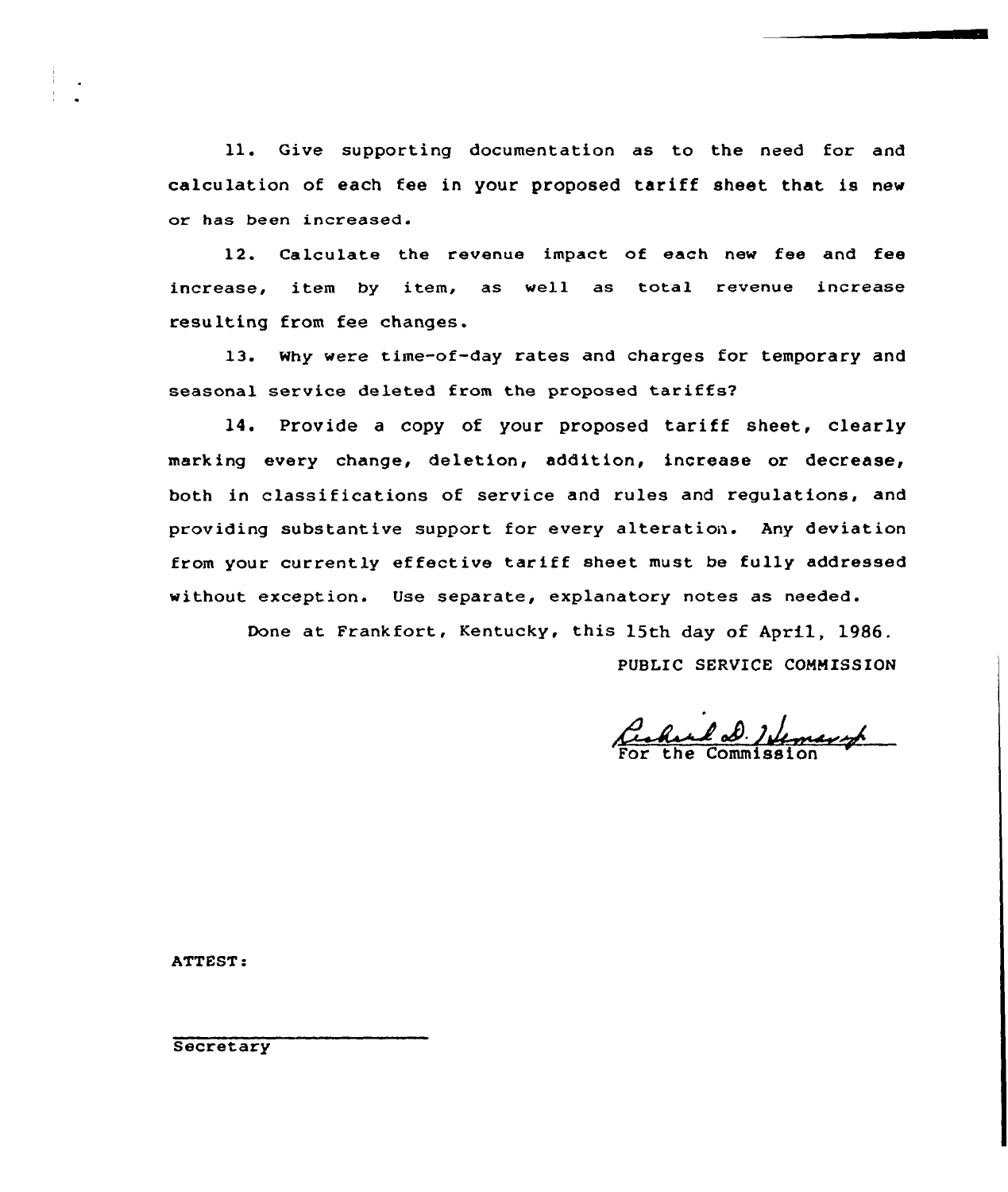11. Give supporting documentation as to the need for and calculation of each fee in your proposed tariff sheet that is new or has been increased.

12. Calculate the revenue impact of each new fee and fee increase, item by item, as well as total revenue increase resulting from fee changes.

13. Why were time-of-day rates and charges for temporary and seasonal service deleted from the proposed tariffs?

14. Provide a copy of your proposed tariff sheet, clearly marking every change, deletion, addition, increase or decrease, both in classifications of service and rules and regulations, and providing substantive support for every alteration. Any deviation from your currently effective tariff sheet must be fully addressed without exception. Use separate, explanatory notes as needed.

Done at Frankfort, Kentucky, this 15th day of April, 1986.

PUBLIC SERVICE COMMISSION

Richard D. Heman Jr.
For the Commission

ATTEST:

Secretary